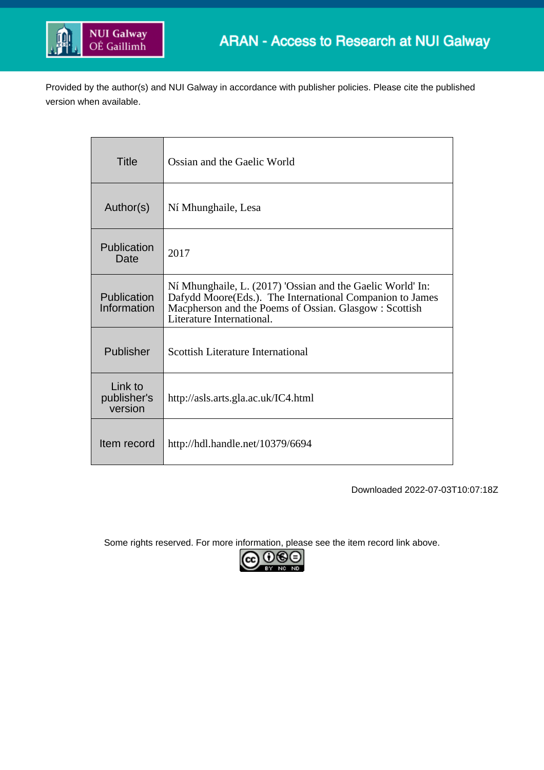NUI Galway
OÉ Gaillimh

ARAN - Access to Research at NUI Galway

Provided by the author(s) and NUI Galway in accordance with publisher policies. Please cite the published version when available.

| | |
|---|---|
| Title | Ossian and the Gaelic World |
| Author(s) | Ní Mhunghaile, Lesa |
| Publication Date | 2017 |
| Publication Information | Ní Mhunghaile, L. (2017) 'Ossian and the Gaelic World' In: Dafydd Moore(Eds.). The International Companion to James Macpherson and the Poems of Ossian. Glasgow : Scottish Literature International. |
| Publisher | Scottish Literature International |
| Link to publisher's version | http://asls.arts.gla.ac.uk/IC4.html |
| Item record | http://hdl.handle.net/10379/6694 |

Downloaded 2022-07-03T10:07:18Z

Some rights reserved. For more information, please see the item record link above.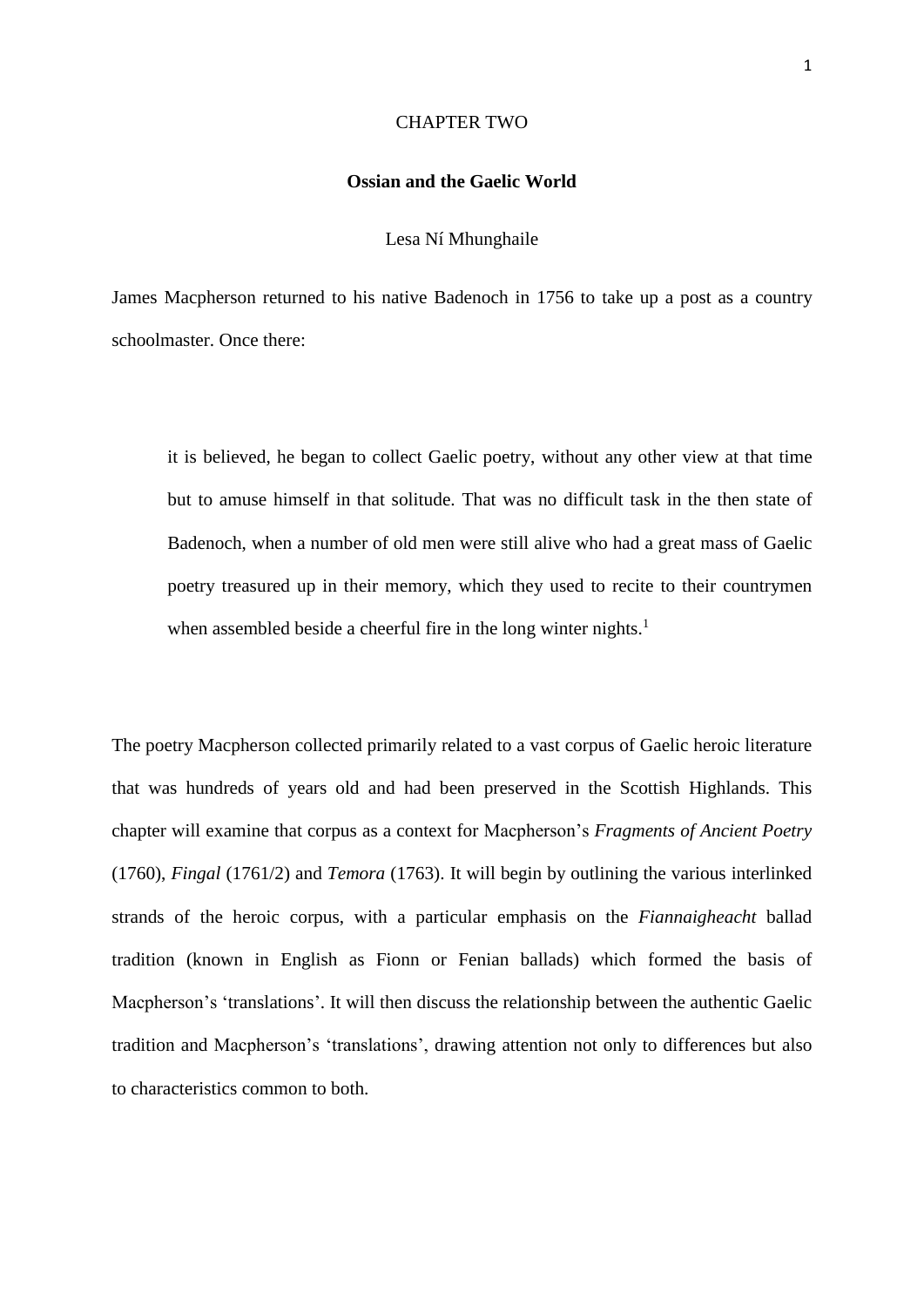CHAPTER TWO

# Ossian and the Gaelic World

Lesa Ní Mhunghaile

James Macpherson returned to his native Badenoch in 1756 to take up a post as a country schoolmaster. Once there:

> it is believed, he began to collect Gaelic poetry, without any other view at that time but to amuse himself in that solitude. That was no difficult task in the then state of Badenoch, when a number of old men were still alive who had a great mass of Gaelic poetry treasured up in their memory, which they used to recite to their countrymen when assembled beside a cheerful fire in the long winter nights.[1]

The poetry Macpherson collected primarily related to a vast corpus of Gaelic heroic literature that was hundreds of years old and had been preserved in the Scottish Highlands. This chapter will examine that corpus as a context for Macpherson's *Fragments of Ancient Poetry* (1760), *Fingal* (1761/2) and *Temora* (1763). It will begin by outlining the various interlinked strands of the heroic corpus, with a particular emphasis on the *Fiannaigheacht* ballad tradition (known in English as Fionn or Fenian ballads) which formed the basis of Macpherson's 'translations'. It will then discuss the relationship between the authentic Gaelic tradition and Macpherson's 'translations', drawing attention not only to differences but also to characteristics common to both.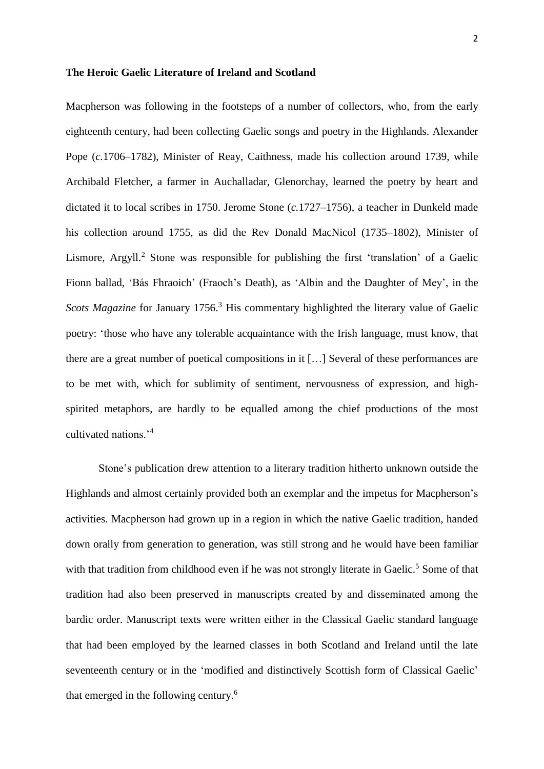**The Heroic Gaelic Literature of Ireland and Scotland**

Macpherson was following in the footsteps of a number of collectors, who, from the early eighteenth century, had been collecting Gaelic songs and poetry in the Highlands. Alexander Pope (*c.*1706–1782), Minister of Reay, Caithness, made his collection around 1739, while Archibald Fletcher, a farmer in Auchalladar, Glenorchay, learned the poetry by heart and dictated it to local scribes in 1750. Jerome Stone (*c.*1727–1756), a teacher in Dunkeld made his collection around 1755, as did the Rev Donald MacNicol (1735–1802), Minister of Lismore, Argyll.[2] Stone was responsible for publishing the first 'translation' of a Gaelic Fionn ballad, 'Bás Fhraoich' (Fraoch's Death), as 'Albin and the Daughter of Mey', in the *Scots Magazine* for January 1756.[3] His commentary highlighted the literary value of Gaelic poetry: 'those who have any tolerable acquaintance with the Irish language, must know, that there are a great number of poetical compositions in it […] Several of these performances are to be met with, which for sublimity of sentiment, nervousness of expression, and high-spirited metaphors, are hardly to be equalled among the chief productions of the most cultivated nations.'[4]

Stone's publication drew attention to a literary tradition hitherto unknown outside the Highlands and almost certainly provided both an exemplar and the impetus for Macpherson's activities. Macpherson had grown up in a region in which the native Gaelic tradition, handed down orally from generation to generation, was still strong and he would have been familiar with that tradition from childhood even if he was not strongly literate in Gaelic.[5] Some of that tradition had also been preserved in manuscripts created by and disseminated among the bardic order. Manuscript texts were written either in the Classical Gaelic standard language that had been employed by the learned classes in both Scotland and Ireland until the late seventeenth century or in the 'modified and distinctively Scottish form of Classical Gaelic' that emerged in the following century.[6]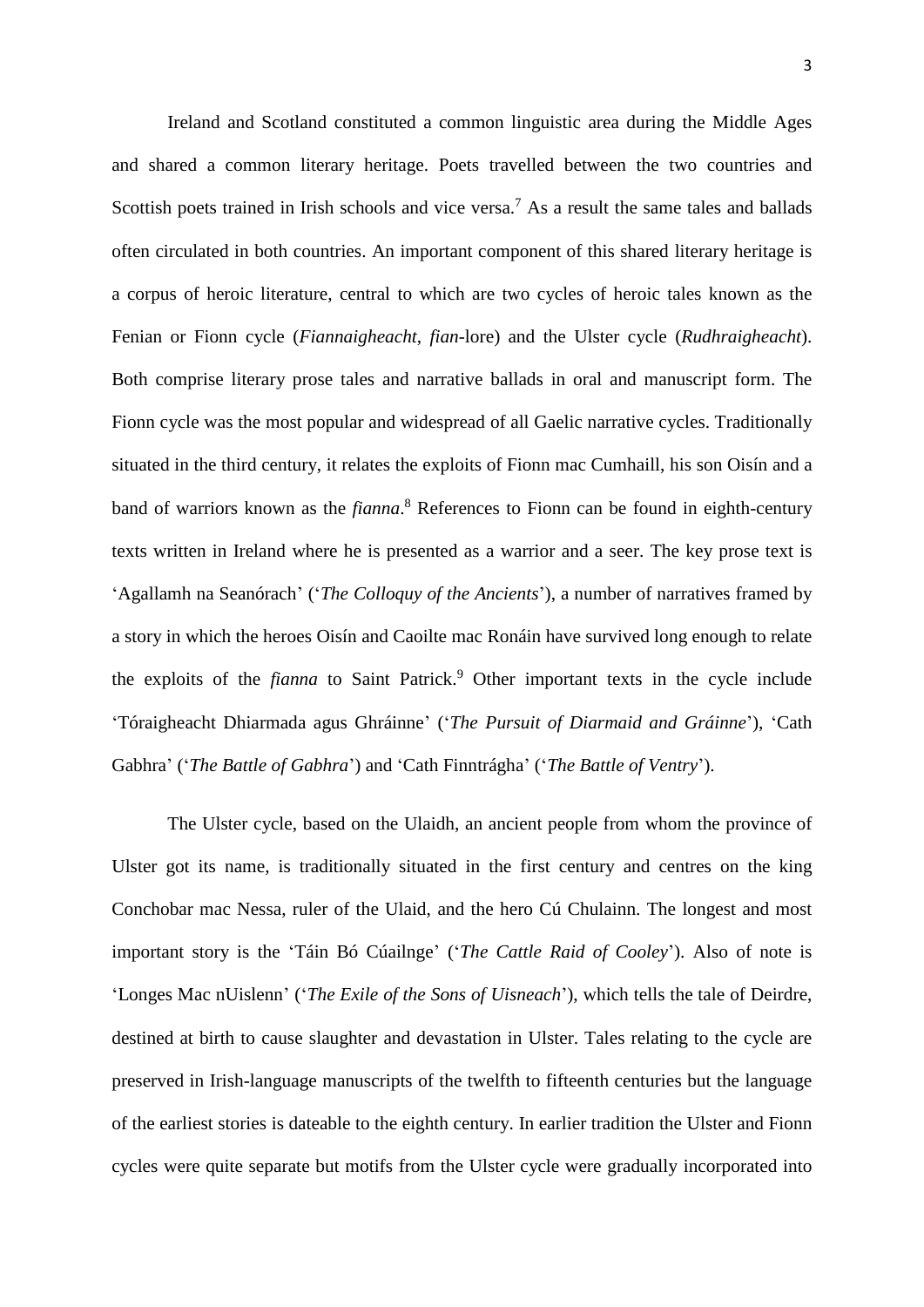Ireland and Scotland constituted a common linguistic area during the Middle Ages and shared a common literary heritage. Poets travelled between the two countries and Scottish poets trained in Irish schools and vice versa.[7] As a result the same tales and ballads often circulated in both countries. An important component of this shared literary heritage is a corpus of heroic literature, central to which are two cycles of heroic tales known as the Fenian or Fionn cycle (*Fiannaigheacht*, *fian*-lore) and the Ulster cycle (*Rudhraigheacht*). Both comprise literary prose tales and narrative ballads in oral and manuscript form. The Fionn cycle was the most popular and widespread of all Gaelic narrative cycles. Traditionally situated in the third century, it relates the exploits of Fionn mac Cumhaill, his son Oisín and a band of warriors known as the *fianna*.[8] References to Fionn can be found in eighth-century texts written in Ireland where he is presented as a warrior and a seer. The key prose text is 'Agallamh na Seanórach' ('*The Colloquy of the Ancients*'), a number of narratives framed by a story in which the heroes Oisín and Caoilte mac Ronáin have survived long enough to relate the exploits of the *fianna* to Saint Patrick.[9] Other important texts in the cycle include 'Tóraigheacht Dhiarmada agus Ghráinne' ('*The Pursuit of Diarmaid and Gráinne*'), 'Cath Gabhra' ('*The Battle of Gabhra*') and 'Cath Finntrágha' ('*The Battle of Ventry*').

The Ulster cycle, based on the Ulaidh, an ancient people from whom the province of Ulster got its name, is traditionally situated in the first century and centres on the king Conchobar mac Nessa, ruler of the Ulaid, and the hero Cú Chulainn. The longest and most important story is the 'Táin Bó Cúailnge' ('*The Cattle Raid of Cooley*'). Also of note is 'Longes Mac nUislenn' ('*The Exile of the Sons of Uisneach*'), which tells the tale of Deirdre, destined at birth to cause slaughter and devastation in Ulster. Tales relating to the cycle are preserved in Irish-language manuscripts of the twelfth to fifteenth centuries but the language of the earliest stories is dateable to the eighth century. In earlier tradition the Ulster and Fionn cycles were quite separate but motifs from the Ulster cycle were gradually incorporated into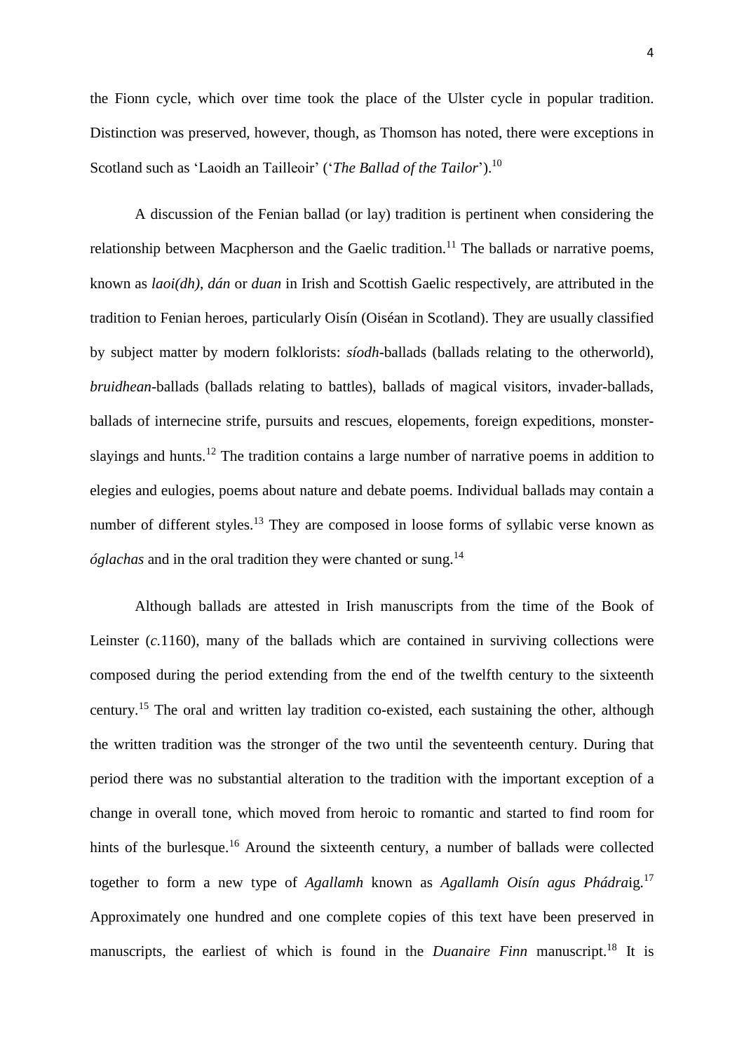the Fionn cycle, which over time took the place of the Ulster cycle in popular tradition. Distinction was preserved, however, though, as Thomson has noted, there were exceptions in Scotland such as 'Laoidh an Tailleoir' ('*The Ballad of the Tailor*').[10]

A discussion of the Fenian ballad (or lay) tradition is pertinent when considering the relationship between Macpherson and the Gaelic tradition.[11] The ballads or narrative poems, known as *laoi(dh)*, *dán* or *duan* in Irish and Scottish Gaelic respectively, are attributed in the tradition to Fenian heroes, particularly Oisín (Oiséan in Scotland). They are usually classified by subject matter by modern folklorists: *síodh*-ballads (ballads relating to the otherworld), *bruidhean*-ballads (ballads relating to battles), ballads of magical visitors, invader-ballads, ballads of internecine strife, pursuits and rescues, elopements, foreign expeditions, monster-slayings and hunts.[12] The tradition contains a large number of narrative poems in addition to elegies and eulogies, poems about nature and debate poems. Individual ballads may contain a number of different styles.[13] They are composed in loose forms of syllabic verse known as *óglachas* and in the oral tradition they were chanted or sung.[14]

Although ballads are attested in Irish manuscripts from the time of the Book of Leinster (*c.*1160), many of the ballads which are contained in surviving collections were composed during the period extending from the end of the twelfth century to the sixteenth century.[15] The oral and written lay tradition co-existed, each sustaining the other, although the written tradition was the stronger of the two until the seventeenth century. During that period there was no substantial alteration to the tradition with the important exception of a change in overall tone, which moved from heroic to romantic and started to find room for hints of the burlesque.[16] Around the sixteenth century, a number of ballads were collected together to form a new type of *Agallamh* known as *Agallamh Oisín agus Phádraig*.[17] Approximately one hundred and one complete copies of this text have been preserved in manuscripts, the earliest of which is found in the *Duanaire Finn* manuscript.[18] It is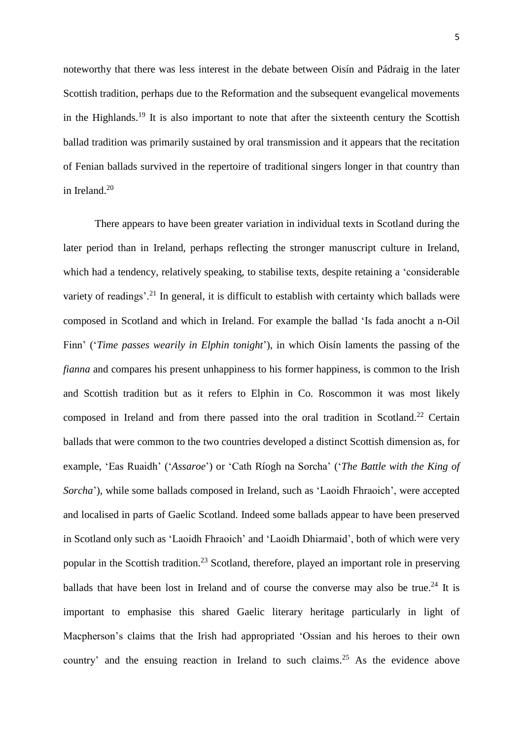noteworthy that there was less interest in the debate between Oisín and Pádraig in the later Scottish tradition, perhaps due to the Reformation and the subsequent evangelical movements in the Highlands.[19] It is also important to note that after the sixteenth century the Scottish ballad tradition was primarily sustained by oral transmission and it appears that the recitation of Fenian ballads survived in the repertoire of traditional singers longer in that country than in Ireland.[20]

There appears to have been greater variation in individual texts in Scotland during the later period than in Ireland, perhaps reflecting the stronger manuscript culture in Ireland, which had a tendency, relatively speaking, to stabilise texts, despite retaining a 'considerable variety of readings'.[21] In general, it is difficult to establish with certainty which ballads were composed in Scotland and which in Ireland. For example the ballad 'Is fada anocht a n-Oil Finn' ('*Time passes wearily in Elphin tonight*'), in which Oisín laments the passing of the *fianna* and compares his present unhappiness to his former happiness, is common to the Irish and Scottish tradition but as it refers to Elphin in Co. Roscommon it was most likely composed in Ireland and from there passed into the oral tradition in Scotland.[22] Certain ballads that were common to the two countries developed a distinct Scottish dimension as, for example, 'Eas Ruaidh' ('*Assaroe*') or 'Cath Ríogh na Sorcha' ('*The Battle with the King of Sorcha*'), while some ballads composed in Ireland, such as 'Laoidh Fhraoich', were accepted and localised in parts of Gaelic Scotland. Indeed some ballads appear to have been preserved in Scotland only such as 'Laoidh Fhraoich' and 'Laoidh Dhiarmaid', both of which were very popular in the Scottish tradition.[23] Scotland, therefore, played an important role in preserving ballads that have been lost in Ireland and of course the converse may also be true.[24] It is important to emphasise this shared Gaelic literary heritage particularly in light of Macpherson's claims that the Irish had appropriated 'Ossian and his heroes to their own country' and the ensuing reaction in Ireland to such claims.[25] As the evidence above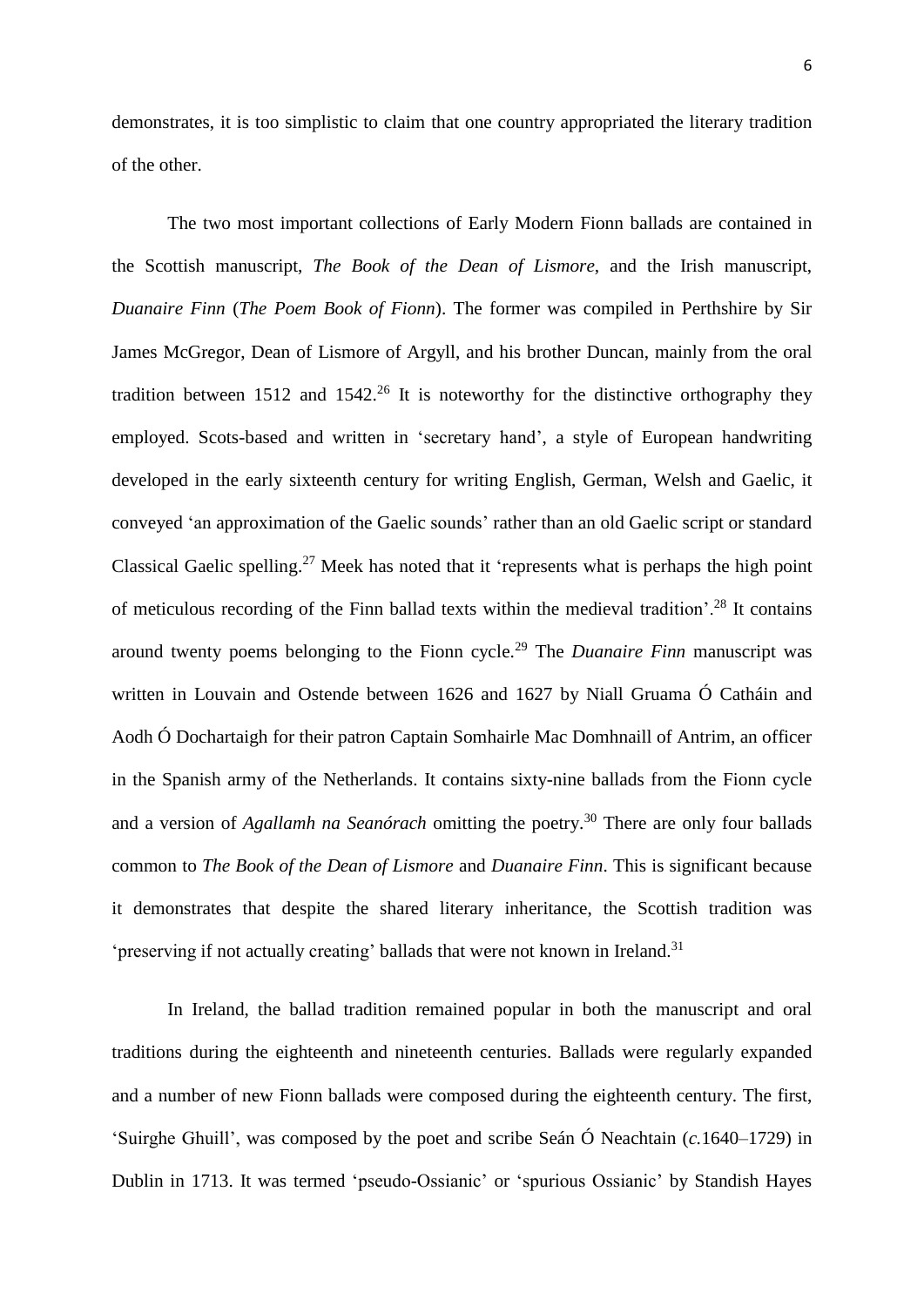demonstrates, it is too simplistic to claim that one country appropriated the literary tradition of the other.

The two most important collections of Early Modern Fionn ballads are contained in the Scottish manuscript, *The Book of the Dean of Lismore*, and the Irish manuscript, *Duanaire Finn* (*The Poem Book of Fionn*). The former was compiled in Perthshire by Sir James McGregor, Dean of Lismore of Argyll, and his brother Duncan, mainly from the oral tradition between 1512 and 1542.[26] It is noteworthy for the distinctive orthography they employed. Scots-based and written in 'secretary hand', a style of European handwriting developed in the early sixteenth century for writing English, German, Welsh and Gaelic, it conveyed 'an approximation of the Gaelic sounds' rather than an old Gaelic script or standard Classical Gaelic spelling.[27] Meek has noted that it 'represents what is perhaps the high point of meticulous recording of the Finn ballad texts within the medieval tradition'.[28] It contains around twenty poems belonging to the Fionn cycle.[29] The *Duanaire Finn* manuscript was written in Louvain and Ostende between 1626 and 1627 by Niall Gruama Ó Catháin and Aodh Ó Dochartaigh for their patron Captain Somhairle Mac Domhnaill of Antrim, an officer in the Spanish army of the Netherlands. It contains sixty-nine ballads from the Fionn cycle and a version of *Agallamh na Seanórach* omitting the poetry.[30] There are only four ballads common to *The Book of the Dean of Lismore* and *Duanaire Finn*. This is significant because it demonstrates that despite the shared literary inheritance, the Scottish tradition was 'preserving if not actually creating' ballads that were not known in Ireland.[31]

In Ireland, the ballad tradition remained popular in both the manuscript and oral traditions during the eighteenth and nineteenth centuries. Ballads were regularly expanded and a number of new Fionn ballads were composed during the eighteenth century. The first, 'Suirghe Ghuill', was composed by the poet and scribe Seán Ó Neachtain (*c.*1640–1729) in Dublin in 1713. It was termed 'pseudo-Ossianic' or 'spurious Ossianic' by Standish Hayes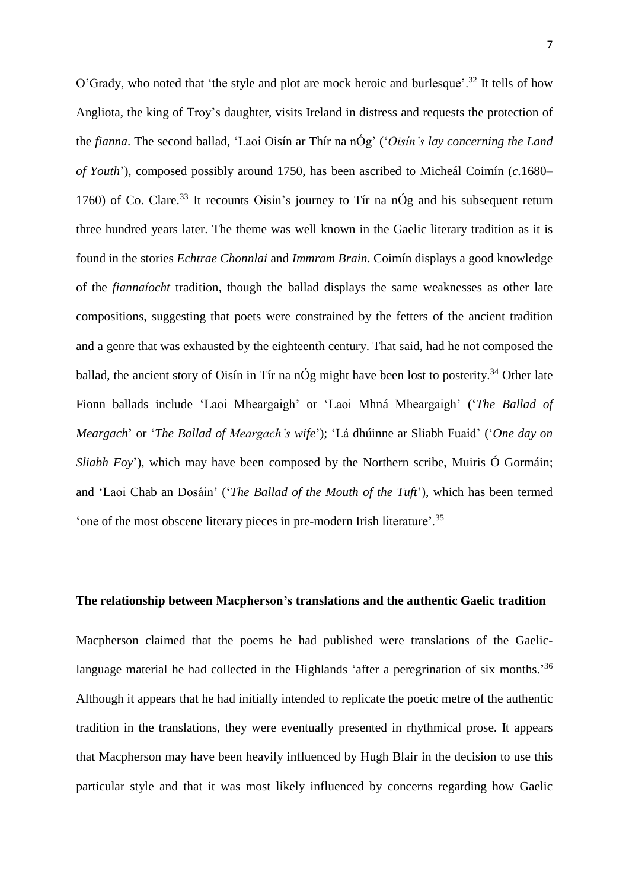O'Grady, who noted that 'the style and plot are mock heroic and burlesque'.[32] It tells of how Angliota, the king of Troy's daughter, visits Ireland in distress and requests the protection of the *fianna*. The second ballad, 'Laoi Oisín ar Thír na nÓg' ('*Oisín's lay concerning the Land of Youth*'), composed possibly around 1750, has been ascribed to Micheál Coimín (*c.*1680–1760) of Co. Clare.[33] It recounts Oisín's journey to Tír na nÓg and his subsequent return three hundred years later. The theme was well known in the Gaelic literary tradition as it is found in the stories *Echtrae Chonnlai* and *Immram Brain*. Coimín displays a good knowledge of the *fiannaíocht* tradition, though the ballad displays the same weaknesses as other late compositions, suggesting that poets were constrained by the fetters of the ancient tradition and a genre that was exhausted by the eighteenth century. That said, had he not composed the ballad, the ancient story of Oisín in Tír na nÓg might have been lost to posterity.[34] Other late Fionn ballads include 'Laoi Mheargaigh' or 'Laoi Mhná Mheargaigh' ('*The Ballad of Meargach*' or '*The Ballad of Meargach's wife*'); 'Lá dhúinne ar Sliabh Fuaid' ('*One day on Sliabh Foy*'), which may have been composed by the Northern scribe, Muiris Ó Gormáin; and 'Laoi Chab an Dosáin' ('*The Ballad of the Mouth of the Tuft*'), which has been termed 'one of the most obscene literary pieces in pre-modern Irish literature'.[35]

## The relationship between Macpherson's translations and the authentic Gaelic tradition

Macpherson claimed that the poems he had published were translations of the Gaelic-language material he had collected in the Highlands 'after a peregrination of six months.'[36] Although it appears that he had initially intended to replicate the poetic metre of the authentic tradition in the translations, they were eventually presented in rhythmical prose. It appears that Macpherson may have been heavily influenced by Hugh Blair in the decision to use this particular style and that it was most likely influenced by concerns regarding how Gaelic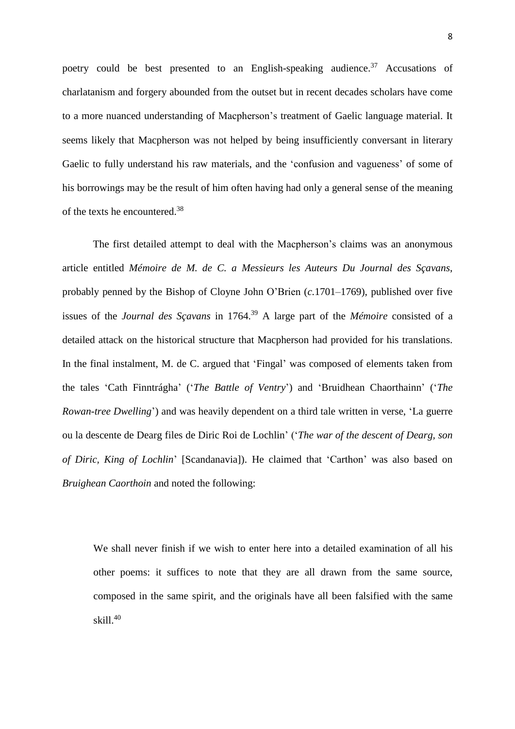poetry could be best presented to an English-speaking audience.[37] Accusations of charlatanism and forgery abounded from the outset but in recent decades scholars have come to a more nuanced understanding of Macpherson's treatment of Gaelic language material. It seems likely that Macpherson was not helped by being insufficiently conversant in literary Gaelic to fully understand his raw materials, and the 'confusion and vagueness' of some of his borrowings may be the result of him often having had only a general sense of the meaning of the texts he encountered.[38]

The first detailed attempt to deal with the Macpherson's claims was an anonymous article entitled *Mémoire de M. de C. a Messieurs les Auteurs Du Journal des Sçavans*, probably penned by the Bishop of Cloyne John O'Brien (*c.*1701–1769), published over five issues of the *Journal des Sçavans* in 1764.[39] A large part of the *Mémoire* consisted of a detailed attack on the historical structure that Macpherson had provided for his translations. In the final instalment, M. de C. argued that 'Fingal' was composed of elements taken from the tales 'Cath Finntrágha' ('*The Battle of Ventry*') and 'Bruidhean Chaorthainn' ('*The Rowan-tree Dwelling*') and was heavily dependent on a third tale written in verse, 'La guerre ou la descente de Dearg files de Diric Roi de Lochlin' ('*The war of the descent of Dearg, son of Diric, King of Lochlin*' [Scandanavia]). He claimed that 'Carthon' was also based on *Bruighean Caorthoin* and noted the following:

> We shall never finish if we wish to enter here into a detailed examination of all his other poems: it suffices to note that they are all drawn from the same source, composed in the same spirit, and the originals have all been falsified with the same skill.[40]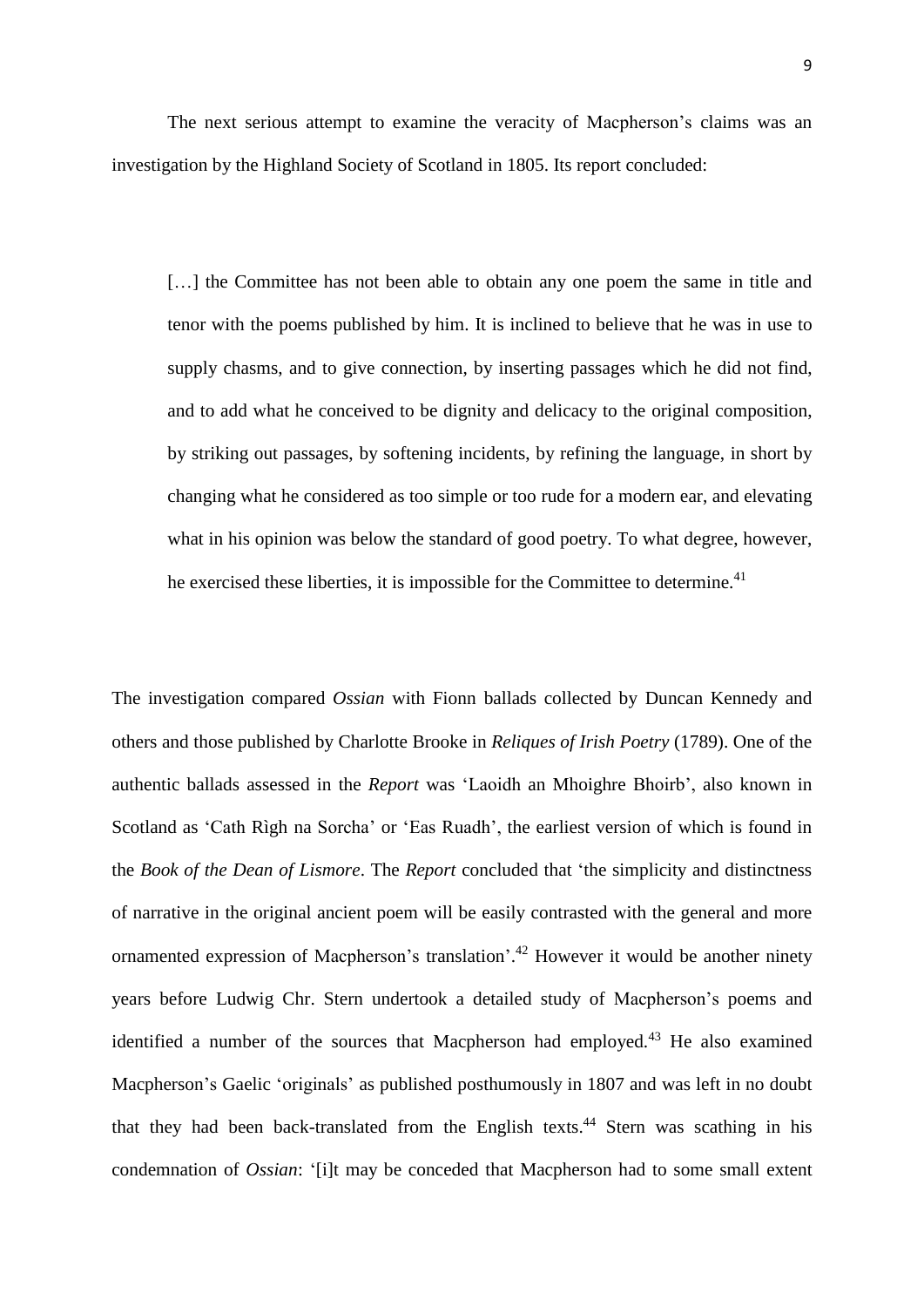The next serious attempt to examine the veracity of Macpherson's claims was an investigation by the Highland Society of Scotland in 1805. Its report concluded:

> […] the Committee has not been able to obtain any one poem the same in title and tenor with the poems published by him. It is inclined to believe that he was in use to supply chasms, and to give connection, by inserting passages which he did not find, and to add what he conceived to be dignity and delicacy to the original composition, by striking out passages, by softening incidents, by refining the language, in short by changing what he considered as too simple or too rude for a modern ear, and elevating what in his opinion was below the standard of good poetry. To what degree, however, he exercised these liberties, it is impossible for the Committee to determine.[41]

The investigation compared *Ossian* with Fionn ballads collected by Duncan Kennedy and others and those published by Charlotte Brooke in *Reliques of Irish Poetry* (1789). One of the authentic ballads assessed in the *Report* was 'Laoidh an Mhoighre Bhoirb', also known in Scotland as 'Cath Rìgh na Sorcha' or 'Eas Ruadh', the earliest version of which is found in the *Book of the Dean of Lismore*. The *Report* concluded that 'the simplicity and distinctness of narrative in the original ancient poem will be easily contrasted with the general and more ornamented expression of Macpherson's translation'.[42] However it would be another ninety years before Ludwig Chr. Stern undertook a detailed study of Macpherson's poems and identified a number of the sources that Macpherson had employed.[43] He also examined Macpherson's Gaelic 'originals' as published posthumously in 1807 and was left in no doubt that they had been back-translated from the English texts.[44] Stern was scathing in his condemnation of *Ossian*: '[i]t may be conceded that Macpherson had to some small extent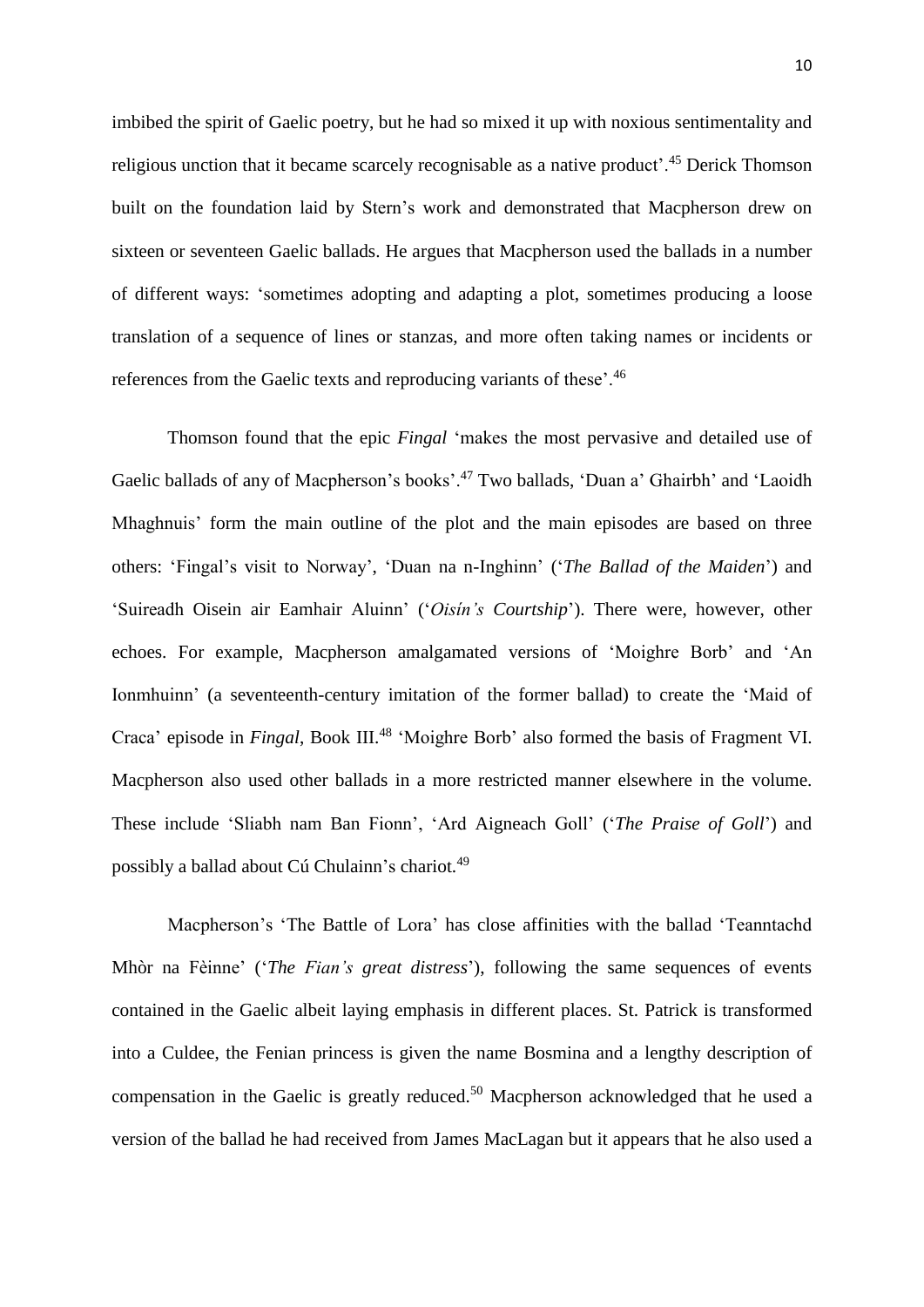imbibed the spirit of Gaelic poetry, but he had so mixed it up with noxious sentimentality and religious unction that it became scarcely recognisable as a native product'.[45] Derick Thomson built on the foundation laid by Stern's work and demonstrated that Macpherson drew on sixteen or seventeen Gaelic ballads. He argues that Macpherson used the ballads in a number of different ways: 'sometimes adopting and adapting a plot, sometimes producing a loose translation of a sequence of lines or stanzas, and more often taking names or incidents or references from the Gaelic texts and reproducing variants of these'.[46]

Thomson found that the epic *Fingal* 'makes the most pervasive and detailed use of Gaelic ballads of any of Macpherson's books'.[47] Two ballads, 'Duan a' Ghairbh' and 'Laoidh Mhaghnuis' form the main outline of the plot and the main episodes are based on three others: 'Fingal's visit to Norway', 'Duan na n-Inghinn' ('*The Ballad of the Maiden*') and 'Suireadh Oisein air Eamhair Aluinn' ('*Oisín's Courtship*'). There were, however, other echoes. For example, Macpherson amalgamated versions of 'Moighre Borb' and 'An Ionmhuinn' (a seventeenth-century imitation of the former ballad) to create the 'Maid of Craca' episode in *Fingal*, Book III.[48] 'Moighre Borb' also formed the basis of Fragment VI. Macpherson also used other ballads in a more restricted manner elsewhere in the volume. These include 'Sliabh nam Ban Fionn', 'Ard Aigneach Goll' ('*The Praise of Goll*') and possibly a ballad about Cú Chulainn's chariot.[49]

Macpherson's 'The Battle of Lora' has close affinities with the ballad 'Teanntachd Mhòr na Fèinne' ('*The Fian's great distress*'), following the same sequences of events contained in the Gaelic albeit laying emphasis in different places. St. Patrick is transformed into a Culdee, the Fenian princess is given the name Bosmina and a lengthy description of compensation in the Gaelic is greatly reduced.[50] Macpherson acknowledged that he used a version of the ballad he had received from James MacLagan but it appears that he also used a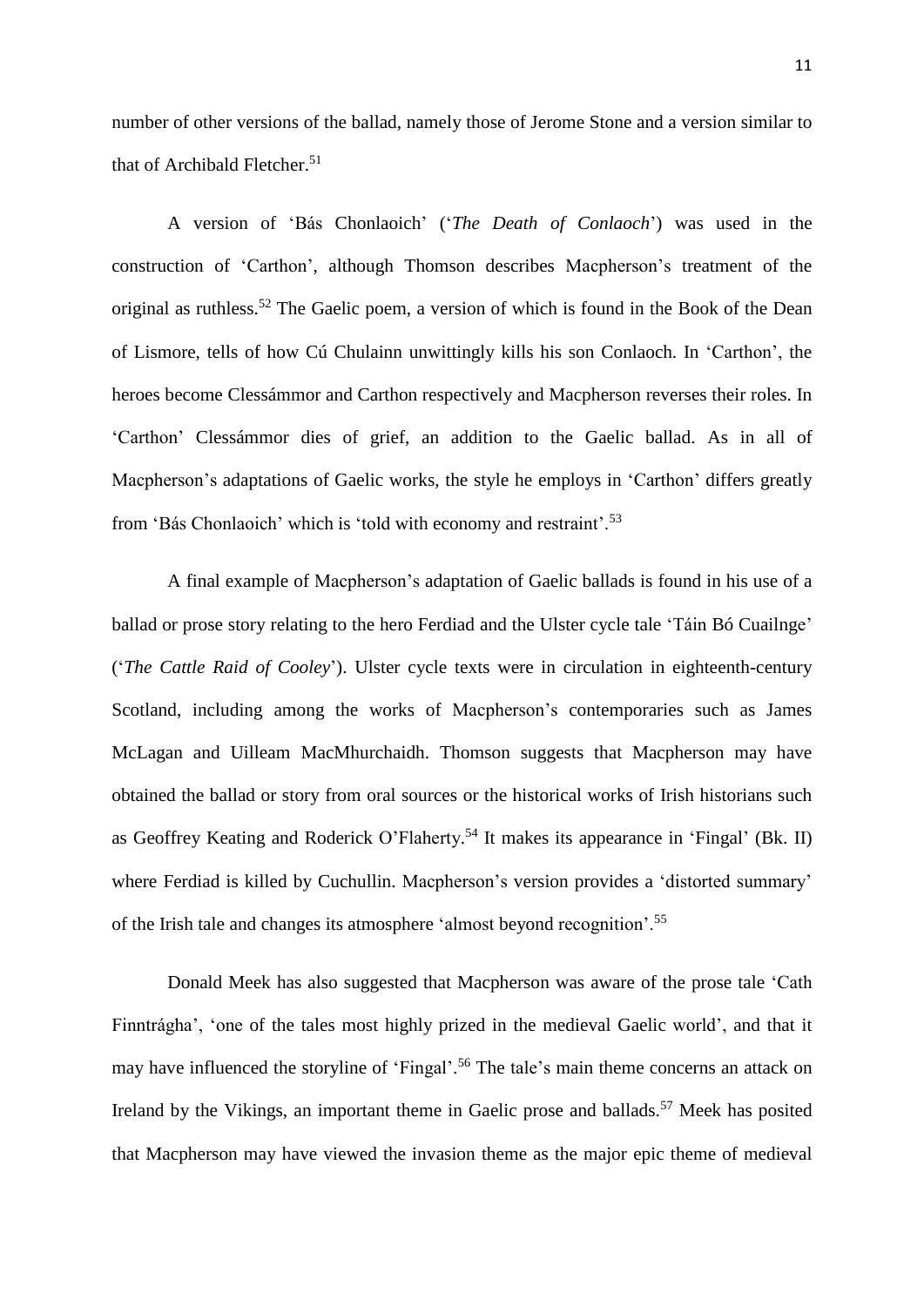number of other versions of the ballad, namely those of Jerome Stone and a version similar to that of Archibald Fletcher.[51]

A version of 'Bás Chonlaoich' ('*The Death of Conlaoch*') was used in the construction of 'Carthon', although Thomson describes Macpherson's treatment of the original as ruthless.[52] The Gaelic poem, a version of which is found in the Book of the Dean of Lismore, tells of how Cú Chulainn unwittingly kills his son Conlaoch. In 'Carthon', the heroes become Clessámmor and Carthon respectively and Macpherson reverses their roles. In 'Carthon' Clessámmor dies of grief, an addition to the Gaelic ballad. As in all of Macpherson's adaptations of Gaelic works, the style he employs in 'Carthon' differs greatly from 'Bás Chonlaoich' which is 'told with economy and restraint'.[53]

A final example of Macpherson's adaptation of Gaelic ballads is found in his use of a ballad or prose story relating to the hero Ferdiad and the Ulster cycle tale 'Táin Bó Cuailnge' ('*The Cattle Raid of Cooley*'). Ulster cycle texts were in circulation in eighteenth-century Scotland, including among the works of Macpherson's contemporaries such as James McLagan and Uilleam MacMhurchaidh. Thomson suggests that Macpherson may have obtained the ballad or story from oral sources or the historical works of Irish historians such as Geoffrey Keating and Roderick O'Flaherty.[54] It makes its appearance in 'Fingal' (Bk. II) where Ferdiad is killed by Cuchullin. Macpherson's version provides a 'distorted summary' of the Irish tale and changes its atmosphere 'almost beyond recognition'.[55]

Donald Meek has also suggested that Macpherson was aware of the prose tale 'Cath Finntrágha', 'one of the tales most highly prized in the medieval Gaelic world', and that it may have influenced the storyline of 'Fingal'.[56] The tale's main theme concerns an attack on Ireland by the Vikings, an important theme in Gaelic prose and ballads.[57] Meek has posited that Macpherson may have viewed the invasion theme as the major epic theme of medieval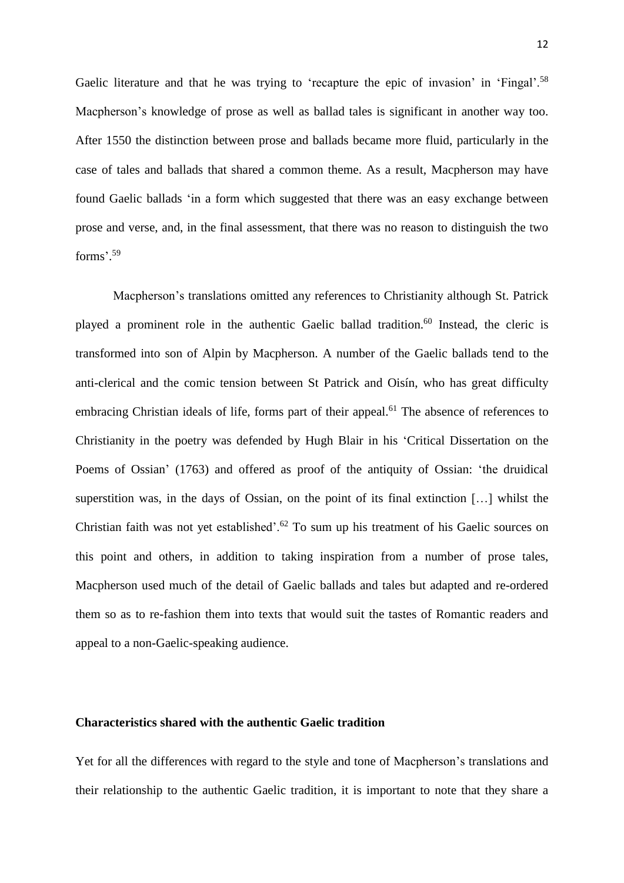Gaelic literature and that he was trying to 'recapture the epic of invasion' in 'Fingal'.[58] Macpherson's knowledge of prose as well as ballad tales is significant in another way too. After 1550 the distinction between prose and ballads became more fluid, particularly in the case of tales and ballads that shared a common theme. As a result, Macpherson may have found Gaelic ballads 'in a form which suggested that there was an easy exchange between prose and verse, and, in the final assessment, that there was no reason to distinguish the two forms'.[59]

Macpherson's translations omitted any references to Christianity although St. Patrick played a prominent role in the authentic Gaelic ballad tradition.[60] Instead, the cleric is transformed into son of Alpin by Macpherson. A number of the Gaelic ballads tend to the anti-clerical and the comic tension between St Patrick and Oisín, who has great difficulty embracing Christian ideals of life, forms part of their appeal.[61] The absence of references to Christianity in the poetry was defended by Hugh Blair in his 'Critical Dissertation on the Poems of Ossian' (1763) and offered as proof of the antiquity of Ossian: 'the druidical superstition was, in the days of Ossian, on the point of its final extinction […] whilst the Christian faith was not yet established'.[62] To sum up his treatment of his Gaelic sources on this point and others, in addition to taking inspiration from a number of prose tales, Macpherson used much of the detail of Gaelic ballads and tales but adapted and re-ordered them so as to re-fashion them into texts that would suit the tastes of Romantic readers and appeal to a non-Gaelic-speaking audience.

**Characteristics shared with the authentic Gaelic tradition**

Yet for all the differences with regard to the style and tone of Macpherson's translations and their relationship to the authentic Gaelic tradition, it is important to note that they share a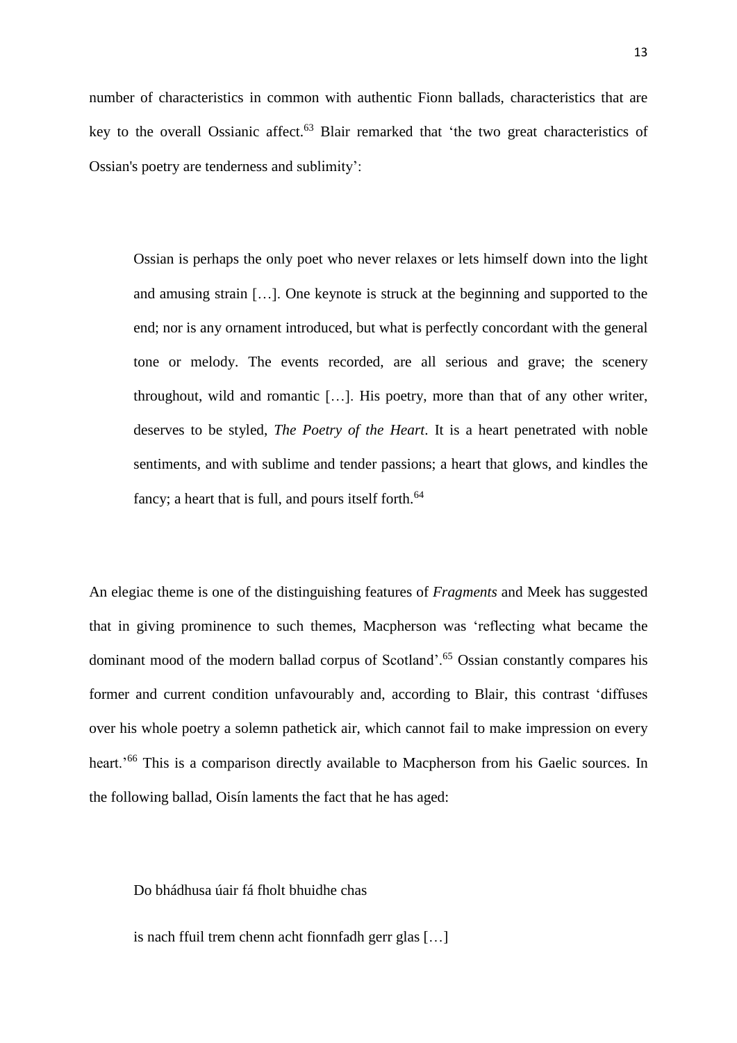number of characteristics in common with authentic Fionn ballads, characteristics that are key to the overall Ossianic affect.[63] Blair remarked that 'the two great characteristics of Ossian's poetry are tenderness and sublimity':

> Ossian is perhaps the only poet who never relaxes or lets himself down into the light and amusing strain […]. One keynote is struck at the beginning and supported to the end; nor is any ornament introduced, but what is perfectly concordant with the general tone or melody. The events recorded, are all serious and grave; the scenery throughout, wild and romantic […]. His poetry, more than that of any other writer, deserves to be styled, *The Poetry of the Heart*. It is a heart penetrated with noble sentiments, and with sublime and tender passions; a heart that glows, and kindles the fancy; a heart that is full, and pours itself forth.[64]

An elegiac theme is one of the distinguishing features of *Fragments* and Meek has suggested that in giving prominence to such themes, Macpherson was 'reflecting what became the dominant mood of the modern ballad corpus of Scotland'.[65] Ossian constantly compares his former and current condition unfavourably and, according to Blair, this contrast 'diffuses over his whole poetry a solemn pathetick air, which cannot fail to make impression on every heart.'[66] This is a comparison directly available to Macpherson from his Gaelic sources. In the following ballad, Oisín laments the fact that he has aged:

> Do bhádhusa úair fá fholt bhuidhe chas
>
> is nach ffuil trem chenn acht fionnfadh gerr glas […]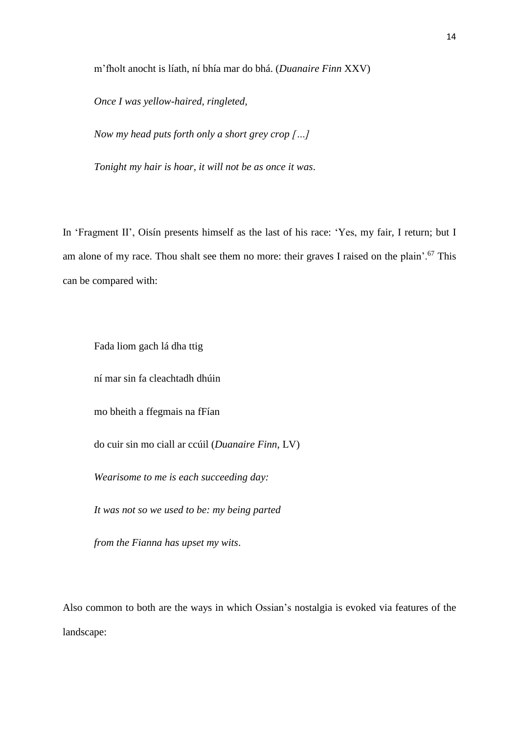m'fholt anocht is líath, ní bhía mar do bhá. (*Duanaire Finn* XXV)

*Once I was yellow-haired, ringleted,*

*Now my head puts forth only a short grey crop […]*

*Tonight my hair is hoar, it will not be as once it was*.

In 'Fragment II', Oisín presents himself as the last of his race: 'Yes, my fair, I return; but I am alone of my race. Thou shalt see them no more: their graves I raised on the plain'.[67] This can be compared with:

Fada liom gach lá dha ttig

ní mar sin fa cleachtadh dhúin

mo bheith a ffegmais na fFían

do cuir sin mo ciall ar ccúil (*Duanaire Finn*, LV)

*Wearisome to me is each succeeding day:*

*It was not so we used to be: my being parted*

*from the Fianna has upset my wits*.

Also common to both are the ways in which Ossian's nostalgia is evoked via features of the landscape: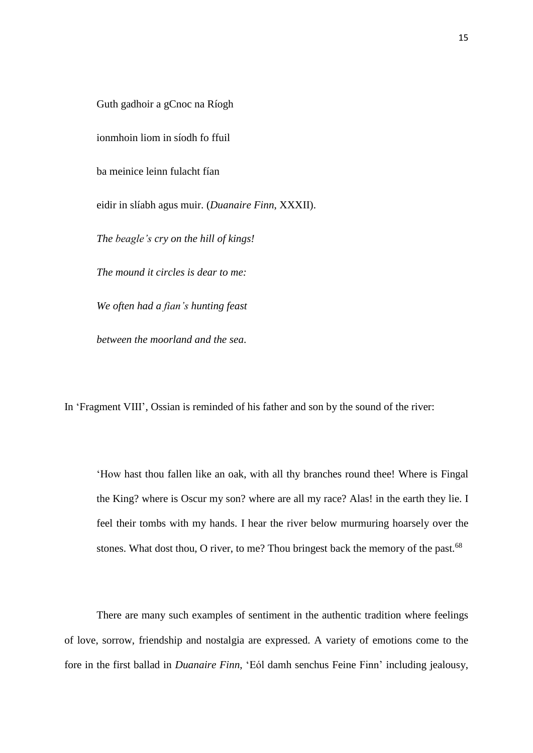Guth gadhoir a gCnoc na Ríogh

ionmhoin liom in síodh fo ffuil

ba meinice leinn fulacht fían

eidir in slíabh agus muir. (*Duanaire Finn*, XXXII).

*The beagle's cry on the hill of kings!*

*The mound it circles is dear to me:*

*We often had a fían's hunting feast*

*between the moorland and the sea*.

In 'Fragment VIII', Ossian is reminded of his father and son by the sound of the river:

> 'How hast thou fallen like an oak, with all thy branches round thee! Where is Fingal the King? where is Oscur my son? where are all my race? Alas! in the earth they lie. I feel their tombs with my hands. I hear the river below murmuring hoarsely over the stones. What dost thou, O river, to me? Thou bringest back the memory of the past.[68]

There are many such examples of sentiment in the authentic tradition where feelings of love, sorrow, friendship and nostalgia are expressed. A variety of emotions come to the fore in the first ballad in *Duanaire Finn*, 'Eól damh senchus Feine Finn' including jealousy,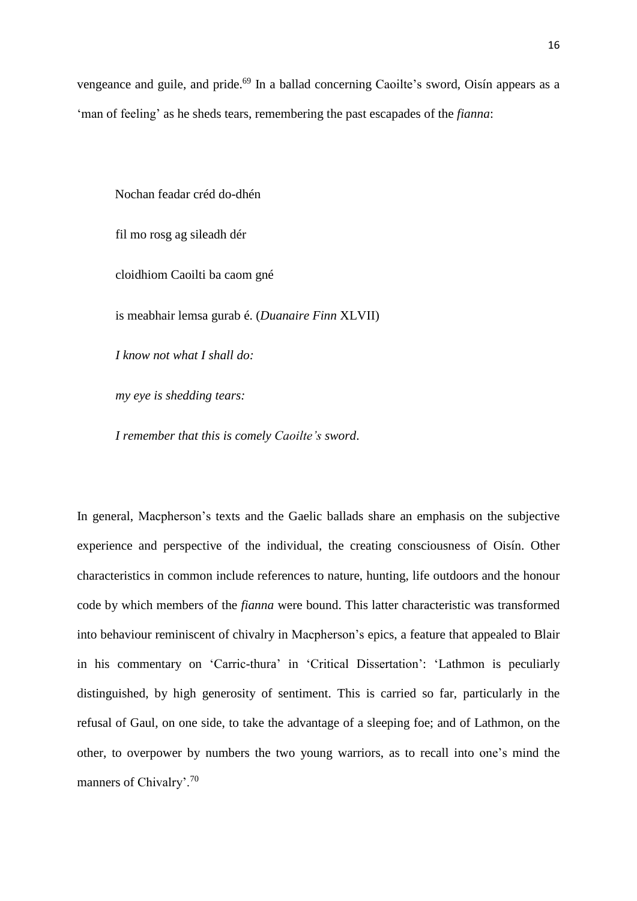vengeance and guile, and pride.[69] In a ballad concerning Caoilte's sword, Oisín appears as a 'man of feeling' as he sheds tears, remembering the past escapades of the *fianna*:

> Nochan feadar créd do-dhén
>
> fil mo rosg ag sileadh dér
>
> cloidhiom Caoilti ba caom gné
>
> is meabhair lemsa gurab é. (*Duanaire Finn* XLVII)
>
> *I know not what I shall do:*
>
> *my eye is shedding tears:*
>
> *I remember that this is comely Caoilte's sword*.

In general, Macpherson's texts and the Gaelic ballads share an emphasis on the subjective experience and perspective of the individual, the creating consciousness of Oisín. Other characteristics in common include references to nature, hunting, life outdoors and the honour code by which members of the *fianna* were bound. This latter characteristic was transformed into behaviour reminiscent of chivalry in Macpherson's epics, a feature that appealed to Blair in his commentary on 'Carric-thura' in 'Critical Dissertation': 'Lathmon is peculiarly distinguished, by high generosity of sentiment. This is carried so far, particularly in the refusal of Gaul, on one side, to take the advantage of a sleeping foe; and of Lathmon, on the other, to overpower by numbers the two young warriors, as to recall into one's mind the manners of Chivalry'.[70]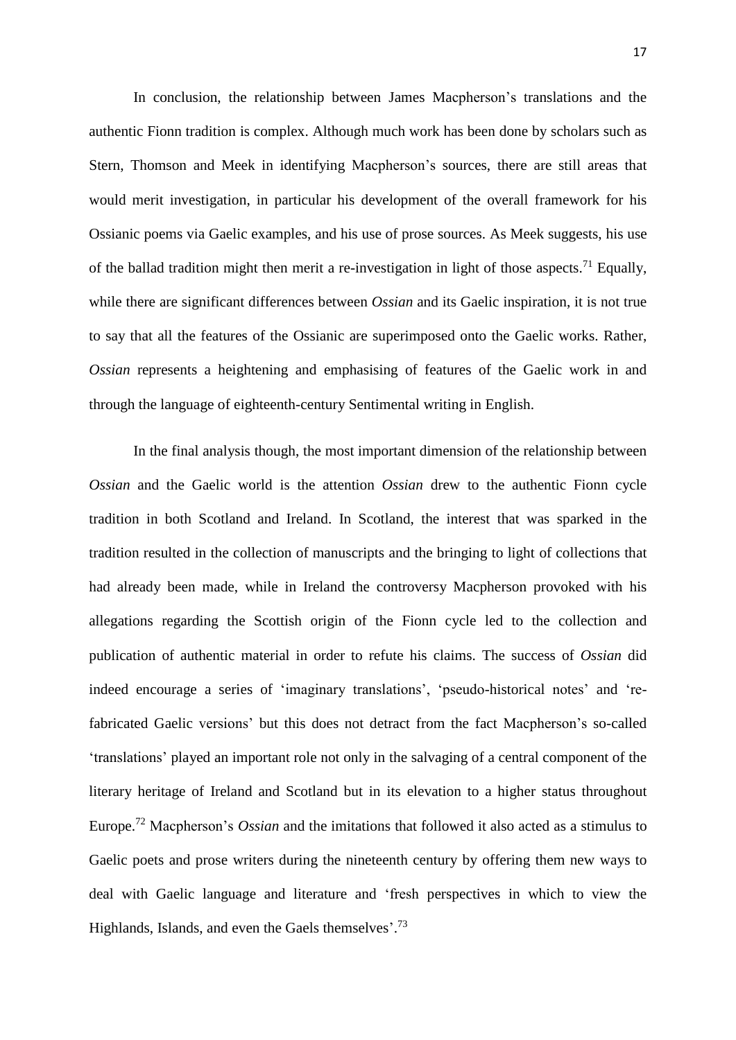In conclusion, the relationship between James Macpherson's translations and the authentic Fionn tradition is complex. Although much work has been done by scholars such as Stern, Thomson and Meek in identifying Macpherson's sources, there are still areas that would merit investigation, in particular his development of the overall framework for his Ossianic poems via Gaelic examples, and his use of prose sources. As Meek suggests, his use of the ballad tradition might then merit a re-investigation in light of those aspects.[71] Equally, while there are significant differences between *Ossian* and its Gaelic inspiration, it is not true to say that all the features of the Ossianic are superimposed onto the Gaelic works. Rather, *Ossian* represents a heightening and emphasising of features of the Gaelic work in and through the language of eighteenth-century Sentimental writing in English.

In the final analysis though, the most important dimension of the relationship between *Ossian* and the Gaelic world is the attention *Ossian* drew to the authentic Fionn cycle tradition in both Scotland and Ireland. In Scotland, the interest that was sparked in the tradition resulted in the collection of manuscripts and the bringing to light of collections that had already been made, while in Ireland the controversy Macpherson provoked with his allegations regarding the Scottish origin of the Fionn cycle led to the collection and publication of authentic material in order to refute his claims. The success of *Ossian* did indeed encourage a series of 'imaginary translations', 'pseudo-historical notes' and 're-fabricated Gaelic versions' but this does not detract from the fact Macpherson's so-called 'translations' played an important role not only in the salvaging of a central component of the literary heritage of Ireland and Scotland but in its elevation to a higher status throughout Europe.[72] Macpherson's *Ossian* and the imitations that followed it also acted as a stimulus to Gaelic poets and prose writers during the nineteenth century by offering them new ways to deal with Gaelic language and literature and 'fresh perspectives in which to view the Highlands, Islands, and even the Gaels themselves'.[73]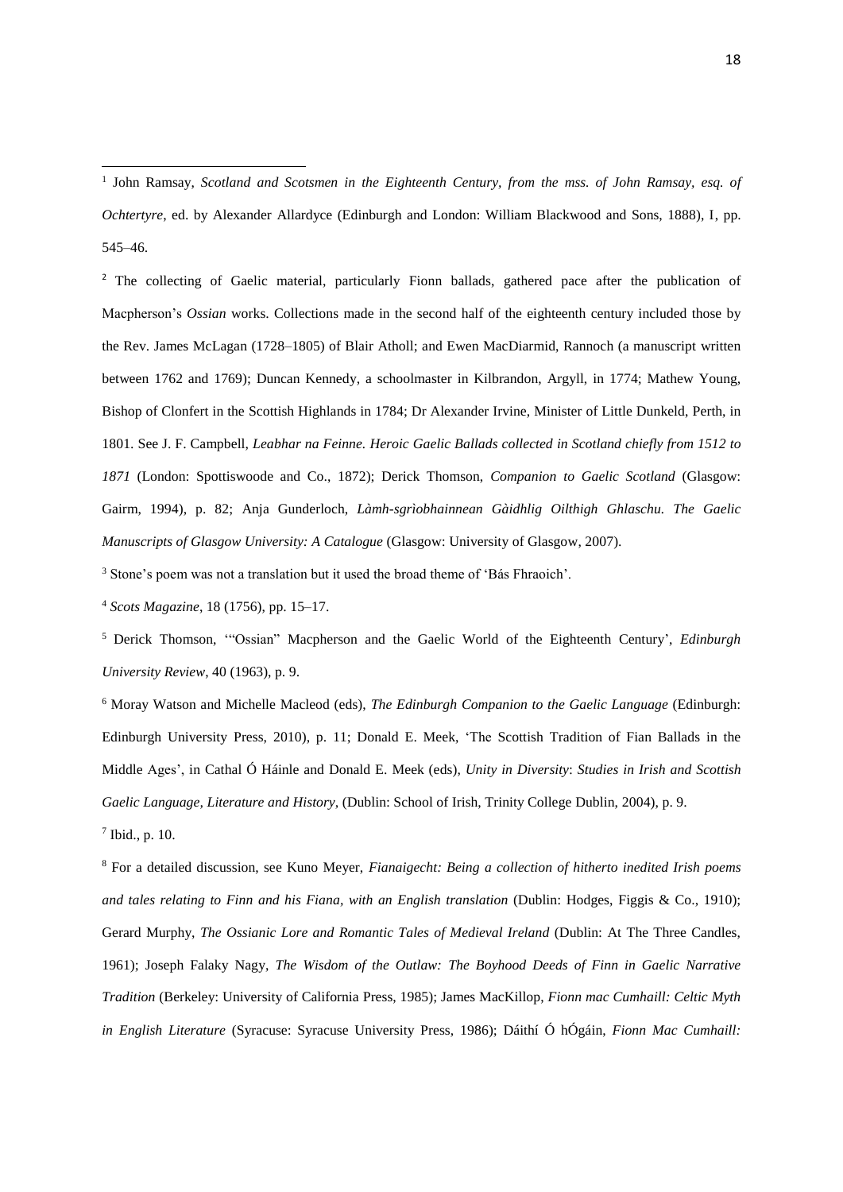[1] John Ramsay, *Scotland and Scotsmen in the Eighteenth Century, from the mss. of John Ramsay, esq. of Ochtertyre*, ed. by Alexander Allardyce (Edinburgh and London: William Blackwood and Sons, 1888), I, pp. 545–46.

[2] The collecting of Gaelic material, particularly Fionn ballads, gathered pace after the publication of Macpherson's *Ossian* works. Collections made in the second half of the eighteenth century included those by the Rev. James McLagan (1728–1805) of Blair Atholl; and Ewen MacDiarmid, Rannoch (a manuscript written between 1762 and 1769); Duncan Kennedy, a schoolmaster in Kilbrandon, Argyll, in 1774; Mathew Young, Bishop of Clonfert in the Scottish Highlands in 1784; Dr Alexander Irvine, Minister of Little Dunkeld, Perth, in 1801. See J. F. Campbell, *Leabhar na Feinne. Heroic Gaelic Ballads collected in Scotland chiefly from 1512 to 1871* (London: Spottiswoode and Co., 1872); Derick Thomson, *Companion to Gaelic Scotland* (Glasgow: Gairm, 1994), p. 82; Anja Gunderloch, *Làmh-sgrìobhainnean Gàidhlig Oilthigh Ghlaschu. The Gaelic Manuscripts of Glasgow University: A Catalogue* (Glasgow: University of Glasgow, 2007).

[3] Stone's poem was not a translation but it used the broad theme of 'Bás Fhraoich'.

[4] *Scots Magazine*, 18 (1756), pp. 15–17.

[5] Derick Thomson, '"Ossian" Macpherson and the Gaelic World of the Eighteenth Century', *Edinburgh University Review*, 40 (1963), p. 9.

[6] Moray Watson and Michelle Macleod (eds), *The Edinburgh Companion to the Gaelic Language* (Edinburgh: Edinburgh University Press, 2010), p. 11; Donald E. Meek, 'The Scottish Tradition of Fian Ballads in the Middle Ages', in Cathal Ó Háinle and Donald E. Meek (eds), *Unity in Diversity*: *Studies in Irish and Scottish Gaelic Language, Literature and History*, (Dublin: School of Irish, Trinity College Dublin, 2004), p. 9.

[7] Ibid., p. 10.

[8] For a detailed discussion, see Kuno Meyer, *Fianaigecht: Being a collection of hitherto inedited Irish poems and tales relating to Finn and his Fiana, with an English translation* (Dublin: Hodges, Figgis & Co., 1910); Gerard Murphy, *The Ossianic Lore and Romantic Tales of Medieval Ireland* (Dublin: At The Three Candles, 1961); Joseph Falaky Nagy, *The Wisdom of the Outlaw: The Boyhood Deeds of Finn in Gaelic Narrative Tradition* (Berkeley: University of California Press, 1985); James MacKillop, *Fionn mac Cumhaill: Celtic Myth in English Literature* (Syracuse: Syracuse University Press, 1986); Dáithí Ó hÓgáin, *Fionn Mac Cumhaill:*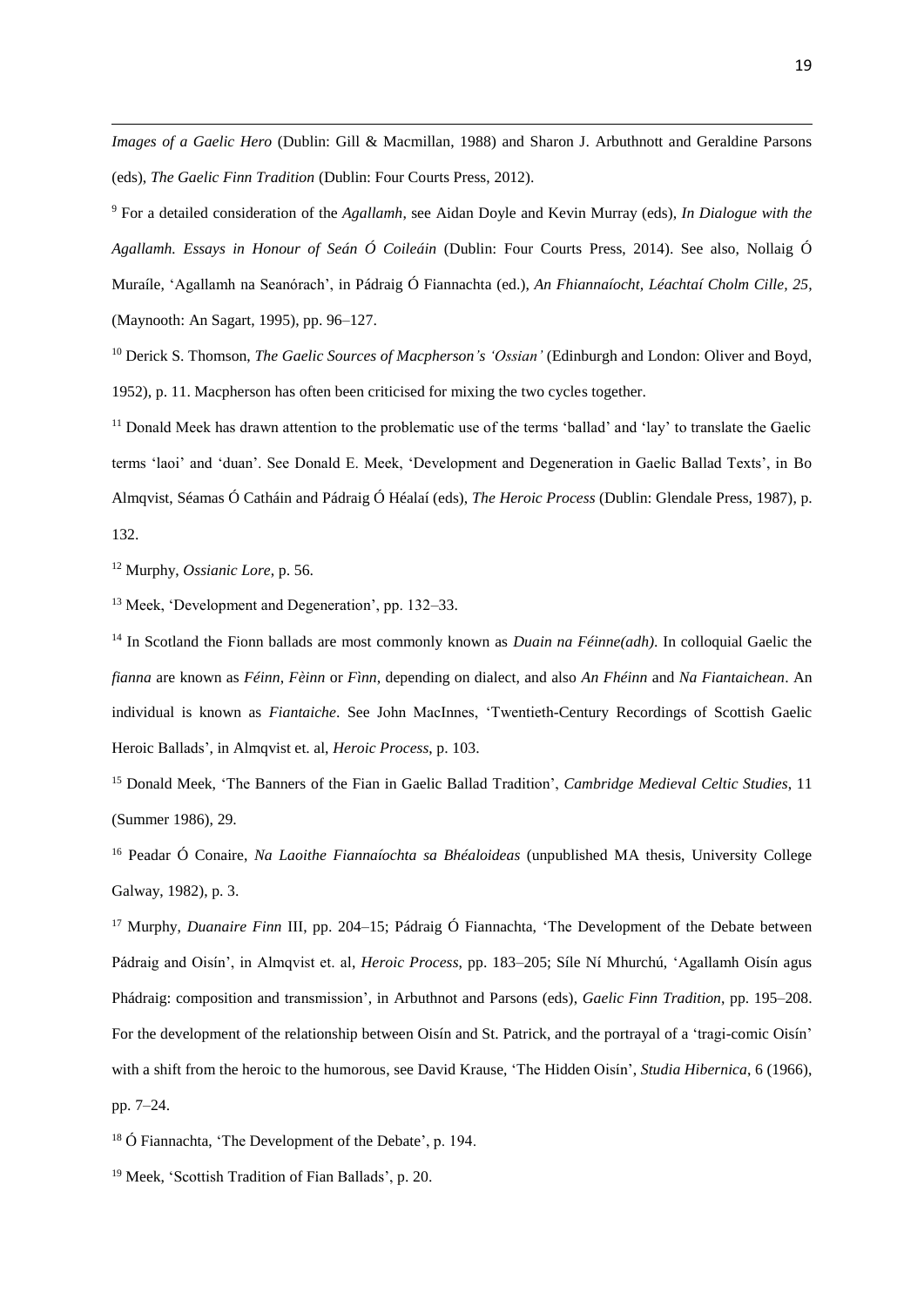*Images of a Gaelic Hero* (Dublin: Gill & Macmillan, 1988) and Sharon J. Arbuthnott and Geraldine Parsons (eds), *The Gaelic Finn Tradition* (Dublin: Four Courts Press, 2012).

[9] For a detailed consideration of the *Agallamh*, see Aidan Doyle and Kevin Murray (eds), *In Dialogue with the Agallamh. Essays in Honour of Seán Ó Coileáin* (Dublin: Four Courts Press, 2014). See also, Nollaig Ó Muraíle, 'Agallamh na Seanórach', in Pádraig Ó Fiannachta (ed.), *An Fhiannaíocht, Léachtaí Cholm Cille, 25*, (Maynooth: An Sagart, 1995), pp. 96–127.

[10] Derick S. Thomson, *The Gaelic Sources of Macpherson's 'Ossian'* (Edinburgh and London: Oliver and Boyd, 1952), p. 11. Macpherson has often been criticised for mixing the two cycles together.

[11] Donald Meek has drawn attention to the problematic use of the terms 'ballad' and 'lay' to translate the Gaelic terms 'laoi' and 'duan'. See Donald E. Meek, 'Development and Degeneration in Gaelic Ballad Texts', in Bo Almqvist, Séamas Ó Catháin and Pádraig Ó Héalaí (eds), *The Heroic Process* (Dublin: Glendale Press, 1987), p. 132.

[12] Murphy, *Ossianic Lore*, p. 56.

[13] Meek, 'Development and Degeneration', pp. 132–33.

[14] In Scotland the Fionn ballads are most commonly known as *Duain na Féinne(adh)*. In colloquial Gaelic the *fianna* are known as *Féinn*, *Fèinn* or *Fìnn*, depending on dialect, and also *An Fhéinn* and *Na Fiantaichean*. An individual is known as *Fiantaiche*. See John MacInnes, 'Twentieth-Century Recordings of Scottish Gaelic Heroic Ballads', in Almqvist et. al, *Heroic Process*, p. 103.

[15] Donald Meek, 'The Banners of the Fian in Gaelic Ballad Tradition', *Cambridge Medieval Celtic Studies*, 11 (Summer 1986), 29.

[16] Peadar Ó Conaire, *Na Laoithe Fiannaíochta sa Bhéaloideas* (unpublished MA thesis, University College Galway, 1982), p. 3.

[17] Murphy, *Duanaire Finn* III, pp. 204–15; Pádraig Ó Fiannachta, 'The Development of the Debate between Pádraig and Oisín', in Almqvist et. al, *Heroic Process*, pp. 183–205; Síle Ní Mhurchú, 'Agallamh Oisín agus Phádraig: composition and transmission', in Arbuthnot and Parsons (eds), *Gaelic Finn Tradition*, pp. 195–208. For the development of the relationship between Oisín and St. Patrick, and the portrayal of a 'tragi-comic Oisín' with a shift from the heroic to the humorous, see David Krause, 'The Hidden Oisín', *Studia Hibernica*, 6 (1966), pp. 7–24.

[18] Ó Fiannachta, 'The Development of the Debate', p. 194.

[19] Meek, 'Scottish Tradition of Fian Ballads', p. 20.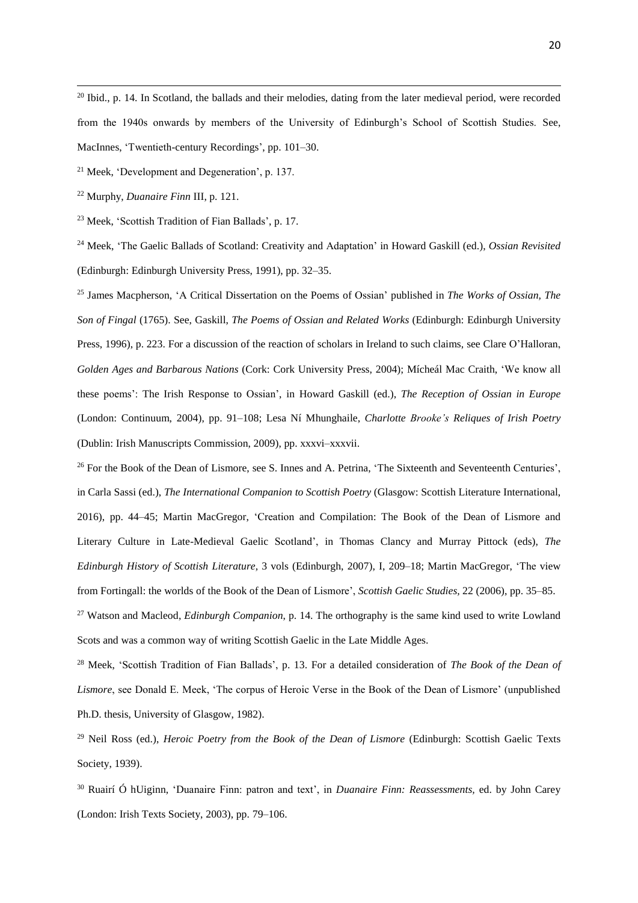[20] Ibid., p. 14. In Scotland, the ballads and their melodies, dating from the later medieval period, were recorded from the 1940s onwards by members of the University of Edinburgh's School of Scottish Studies. See, MacInnes, 'Twentieth-century Recordings', pp. 101–30.

[21] Meek, 'Development and Degeneration', p. 137.

[22] Murphy, *Duanaire Finn* III, p. 121.

[23] Meek, 'Scottish Tradition of Fian Ballads', p. 17.

[24] Meek, 'The Gaelic Ballads of Scotland: Creativity and Adaptation' in Howard Gaskill (ed.), *Ossian Revisited* (Edinburgh: Edinburgh University Press, 1991), pp. 32–35.

[25] James Macpherson, 'A Critical Dissertation on the Poems of Ossian' published in *The Works of Ossian, The Son of Fingal* (1765). See, Gaskill, *The Poems of Ossian and Related Works* (Edinburgh: Edinburgh University Press, 1996), p. 223. For a discussion of the reaction of scholars in Ireland to such claims, see Clare O'Halloran, *Golden Ages and Barbarous Nations* (Cork: Cork University Press, 2004); Mícheál Mac Craith, 'We know all these poems': The Irish Response to Ossian', in Howard Gaskill (ed.), *The Reception of Ossian in Europe* (London: Continuum, 2004), pp. 91–108; Lesa Ní Mhunghaile, *Charlotte Brooke's Reliques of Irish Poetry* (Dublin: Irish Manuscripts Commission, 2009), pp. xxxvi–xxxvii.

[26] For the Book of the Dean of Lismore, see S. Innes and A. Petrina, 'The Sixteenth and Seventeenth Centuries', in Carla Sassi (ed.), *The International Companion to Scottish Poetry* (Glasgow: Scottish Literature International, 2016), pp. 44–45; Martin MacGregor, 'Creation and Compilation: The Book of the Dean of Lismore and Literary Culture in Late-Medieval Gaelic Scotland', in Thomas Clancy and Murray Pittock (eds), *The Edinburgh History of Scottish Literature*, 3 vols (Edinburgh, 2007), I, 209–18; Martin MacGregor, 'The view from Fortingall: the worlds of the Book of the Dean of Lismore', *Scottish Gaelic Studies*, 22 (2006), pp. 35–85.

[27] Watson and Macleod, *Edinburgh Companion*, p. 14. The orthography is the same kind used to write Lowland Scots and was a common way of writing Scottish Gaelic in the Late Middle Ages.

[28] Meek, 'Scottish Tradition of Fian Ballads', p. 13. For a detailed consideration of *The Book of the Dean of Lismore*, see Donald E. Meek, 'The corpus of Heroic Verse in the Book of the Dean of Lismore' (unpublished Ph.D. thesis, University of Glasgow, 1982).

[29] Neil Ross (ed.), *Heroic Poetry from the Book of the Dean of Lismore* (Edinburgh: Scottish Gaelic Texts Society, 1939).

[30] Ruairí Ó hUiginn, 'Duanaire Finn: patron and text', in *Duanaire Finn: Reassessments*, ed. by John Carey (London: Irish Texts Society, 2003), pp. 79–106.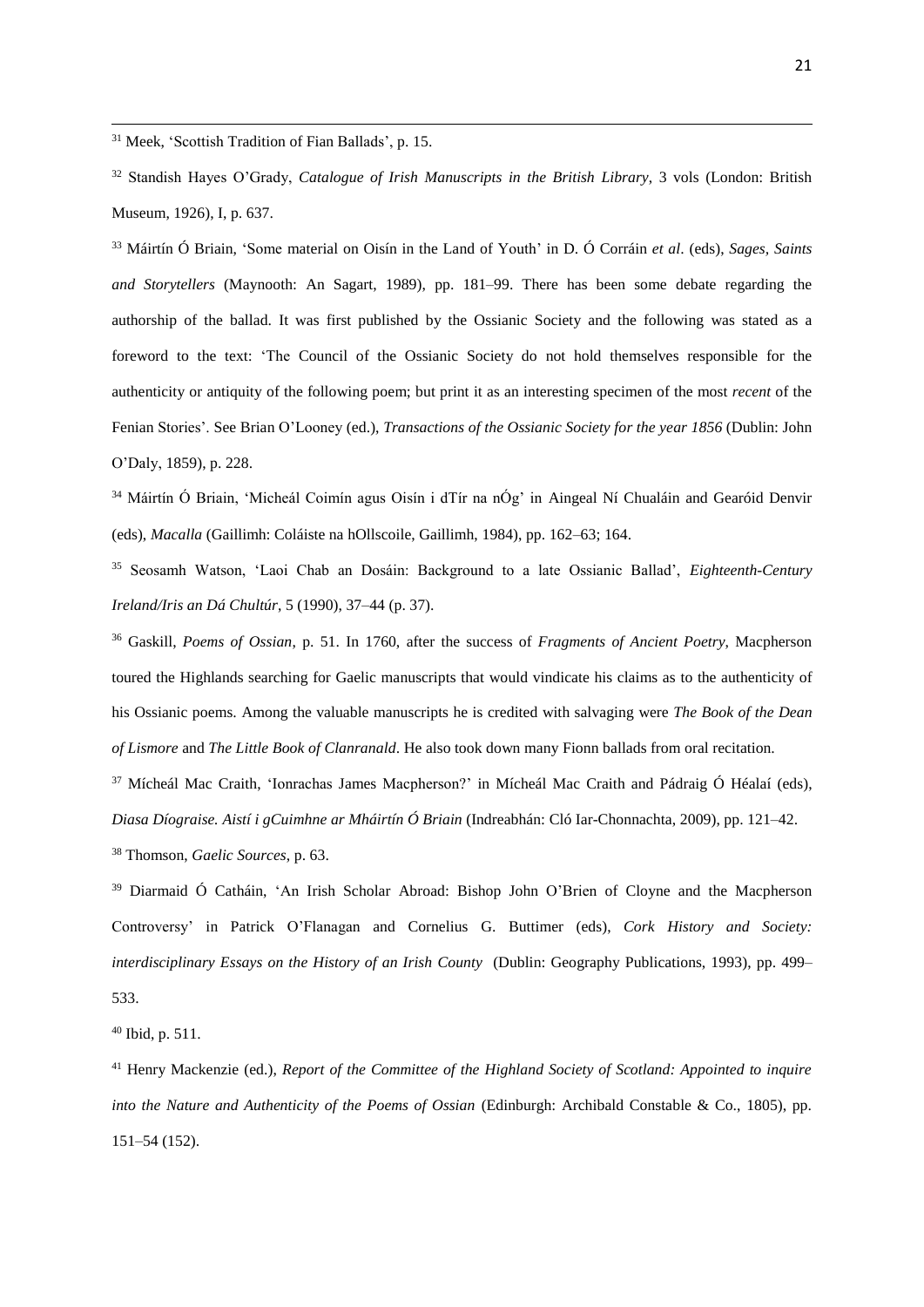[31] Meek, 'Scottish Tradition of Fian Ballads', p. 15.

[32] Standish Hayes O'Grady, *Catalogue of Irish Manuscripts in the British Library*, 3 vols (London: British Museum, 1926), I, p. 637.

[33] Máirtín Ó Briain, 'Some material on Oisín in the Land of Youth' in D. Ó Corráin *et al*. (eds), *Sages, Saints and Storytellers* (Maynooth: An Sagart, 1989), pp. 181–99. There has been some debate regarding the authorship of the ballad. It was first published by the Ossianic Society and the following was stated as a foreword to the text: 'The Council of the Ossianic Society do not hold themselves responsible for the authenticity or antiquity of the following poem; but print it as an interesting specimen of the most *recent* of the Fenian Stories'. See Brian O'Looney (ed.), *Transactions of the Ossianic Society for the year 1856* (Dublin: John O'Daly, 1859), p. 228.

[34] Máirtín Ó Briain, 'Micheál Coimín agus Oisín i dTír na nÓg' in Aingeal Ní Chualáin and Gearóid Denvir (eds), *Macalla* (Gaillimh: Coláiste na hOllscoile, Gaillimh, 1984), pp. 162–63; 164.

[35] Seosamh Watson, 'Laoi Chab an Dosáin: Background to a late Ossianic Ballad', *Eighteenth-Century Ireland/Iris an Dá Chultúr*, 5 (1990), 37–44 (p. 37).

[36] Gaskill, *Poems of Ossian*, p. 51. In 1760, after the success of *Fragments of Ancient Poetry*, Macpherson toured the Highlands searching for Gaelic manuscripts that would vindicate his claims as to the authenticity of his Ossianic poems. Among the valuable manuscripts he is credited with salvaging were *The Book of the Dean of Lismore* and *The Little Book of Clanranald*. He also took down many Fionn ballads from oral recitation.

[37] Mícheál Mac Craith, 'Ionrachas James Macpherson?' in Mícheál Mac Craith and Pádraig Ó Héalaí (eds), *Diasa Díograise. Aistí i gCuimhne ar Mháirtín Ó Briain* (Indreabhán: Cló Iar-Chonnachta, 2009), pp. 121–42.

[38] Thomson, *Gaelic Sources*, p. 63.

[39] Diarmaid Ó Catháin, 'An Irish Scholar Abroad: Bishop John O'Brien of Cloyne and the Macpherson Controversy' in Patrick O'Flanagan and Cornelius G. Buttimer (eds), *Cork History and Society: interdisciplinary Essays on the History of an Irish County* (Dublin: Geography Publications, 1993), pp. 499–533.

[40] Ibid, p. 511.

[41] Henry Mackenzie (ed.), *Report of the Committee of the Highland Society of Scotland: Appointed to inquire into the Nature and Authenticity of the Poems of Ossian* (Edinburgh: Archibald Constable & Co., 1805), pp. 151–54 (152).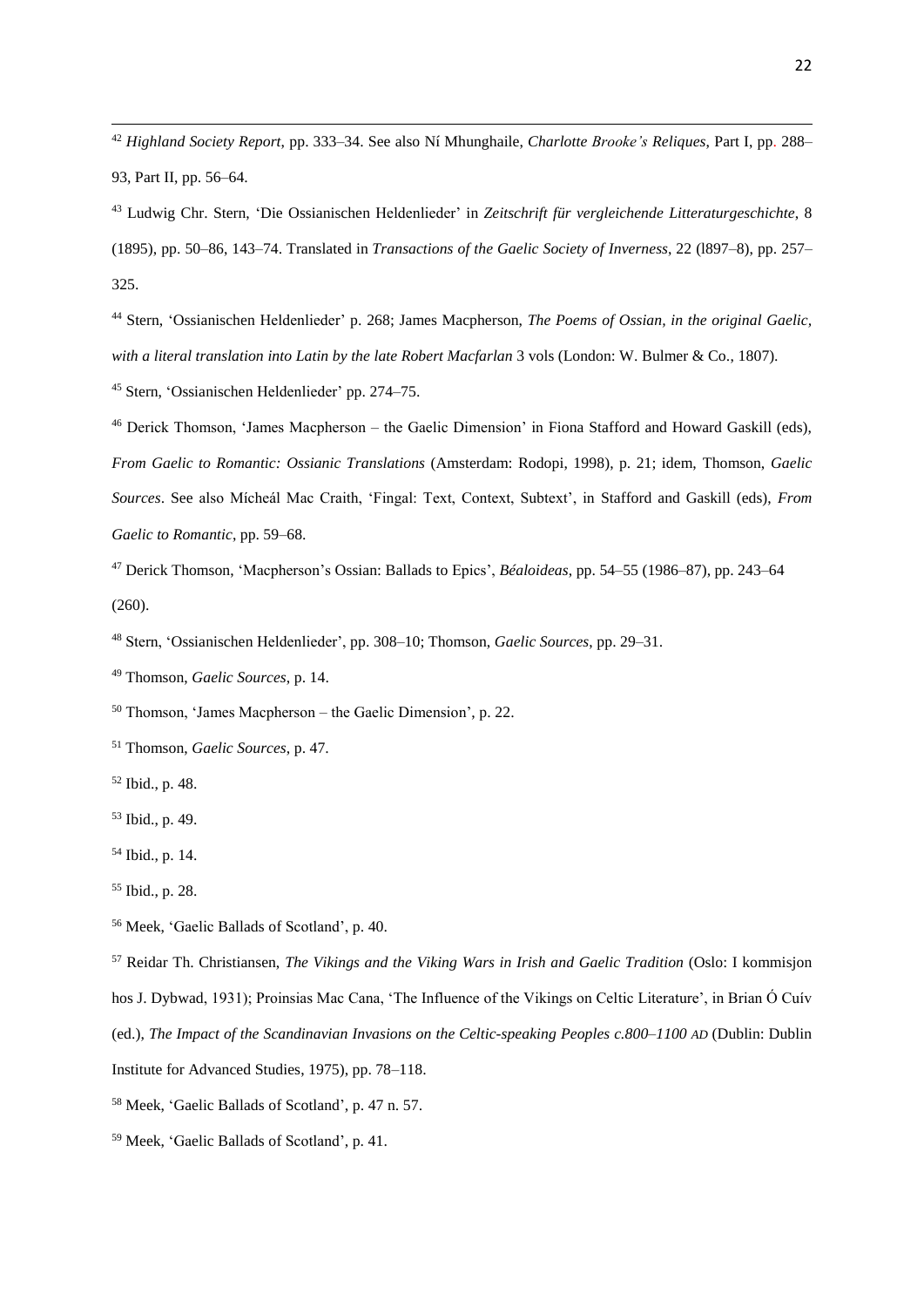[42] *Highland Society Report*, pp. 333–34. See also Ní Mhunghaile, *Charlotte Brooke's Reliques*, Part I, pp. 288–93, Part II, pp. 56–64.

[43] Ludwig Chr. Stern, 'Die Ossianischen Heldenlieder' in *Zeitschrift für vergleichende Litteraturgeschichte*, 8 (1895), pp. 50–86, 143–74. Translated in *Transactions of the Gaelic Society of Inverness*, 22 (l897–8), pp. 257–325.

[44] Stern, 'Ossianischen Heldenlieder' p. 268; James Macpherson, *The Poems of Ossian, in the original Gaelic, with a literal translation into Latin by the late Robert Macfarlan* 3 vols (London: W. Bulmer & Co., 1807).

[45] Stern, 'Ossianischen Heldenlieder' pp. 274–75.

[46] Derick Thomson, 'James Macpherson – the Gaelic Dimension' in Fiona Stafford and Howard Gaskill (eds), *From Gaelic to Romantic: Ossianic Translations* (Amsterdam: Rodopi, 1998), p. 21; idem, Thomson, *Gaelic Sources*. See also Mícheál Mac Craith, 'Fingal: Text, Context, Subtext', in Stafford and Gaskill (eds), *From Gaelic to Romantic*, pp. 59–68.

[47] Derick Thomson, 'Macpherson's Ossian: Ballads to Epics', *Béaloideas*, pp. 54–55 (1986–87), pp. 243–64 (260).

[48] Stern, 'Ossianischen Heldenlieder', pp. 308–10; Thomson, *Gaelic Sources*, pp. 29–31.

[49] Thomson, *Gaelic Sources*, p. 14.

[50] Thomson, 'James Macpherson – the Gaelic Dimension', p. 22.

[51] Thomson, *Gaelic Sources*, p. 47.

[52] Ibid., p. 48.

[53] Ibid., p. 49.

[54] Ibid., p. 14.

[55] Ibid., p. 28.

[56] Meek, 'Gaelic Ballads of Scotland', p. 40.

[57] Reidar Th. Christiansen, *The Vikings and the Viking Wars in Irish and Gaelic Tradition* (Oslo: I kommisjon hos J. Dybwad, 1931); Proinsias Mac Cana, 'The Influence of the Vikings on Celtic Literature', in Brian Ó Cuív (ed.), *The Impact of the Scandinavian Invasions on the Celtic-speaking Peoples c.800–1100 AD* (Dublin: Dublin Institute for Advanced Studies, 1975), pp. 78–118.

[58] Meek, 'Gaelic Ballads of Scotland', p. 47 n. 57.

[59] Meek, 'Gaelic Ballads of Scotland', p. 41.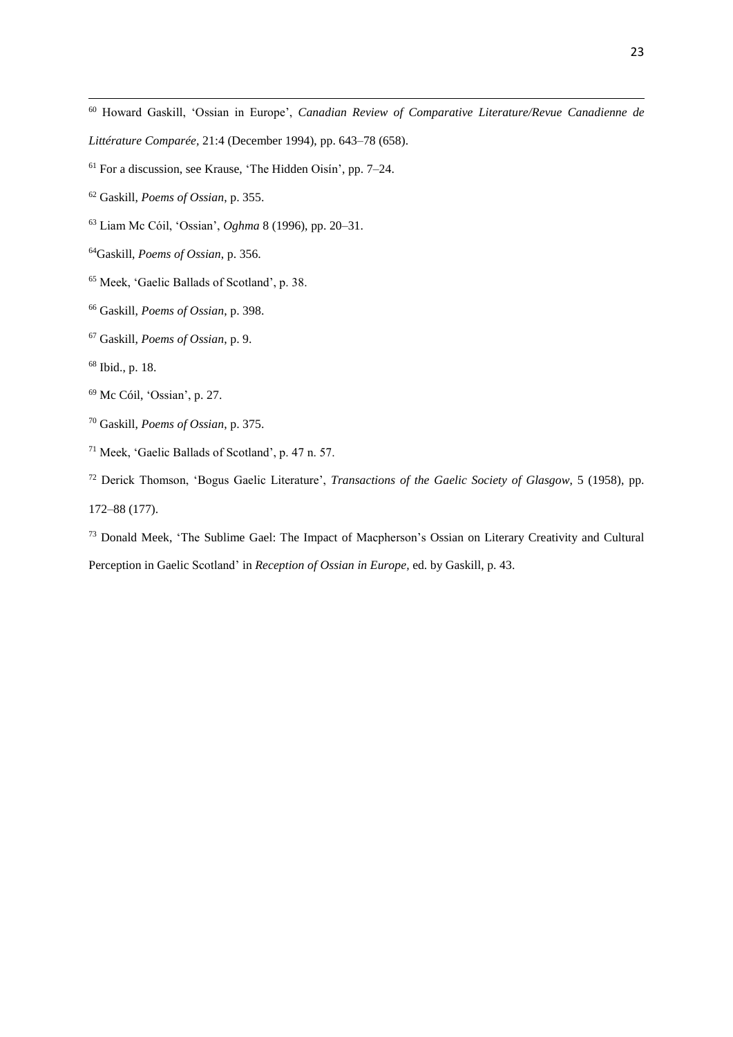[60] Howard Gaskill, 'Ossian in Europe', *Canadian Review of Comparative Literature/Revue Canadienne de Littérature Comparée*, 21:4 (December 1994), pp. 643–78 (658).

[61] For a discussion, see Krause, 'The Hidden Oisín', pp. 7–24.

[62] Gaskill, *Poems of Ossian*, p. 355.

[63] Liam Mc Cóil, 'Ossian', *Oghma* 8 (1996), pp. 20–31.

[64] Gaskill, *Poems of Ossian*, p. 356.

[65] Meek, 'Gaelic Ballads of Scotland', p. 38.

[66] Gaskill, *Poems of Ossian*, p. 398.

[67] Gaskill, *Poems of Ossian*, p. 9.

[68] Ibid., p. 18.

[69] Mc Cóil, 'Ossian', p. 27.

[70] Gaskill, *Poems of Ossian*, p. 375.

[71] Meek, 'Gaelic Ballads of Scotland', p. 47 n. 57.

[72] Derick Thomson, 'Bogus Gaelic Literature', *Transactions of the Gaelic Society of Glasgow*, 5 (1958), pp. 172–88 (177).

[73] Donald Meek, 'The Sublime Gael: The Impact of Macpherson's Ossian on Literary Creativity and Cultural Perception in Gaelic Scotland' in *Reception of Ossian in Europe*, ed. by Gaskill, p. 43.